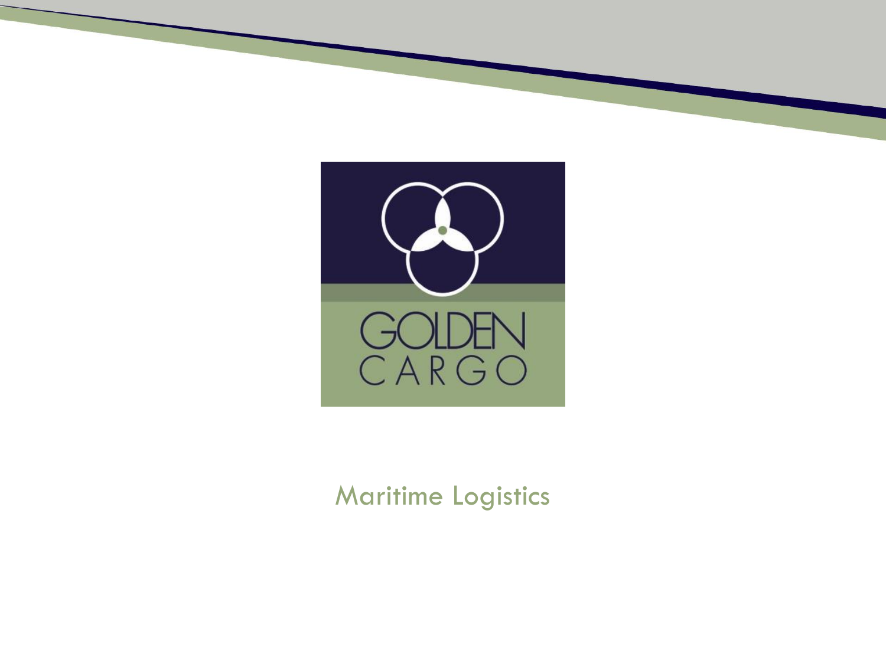GOLDEN CARGO

Maritime Logistics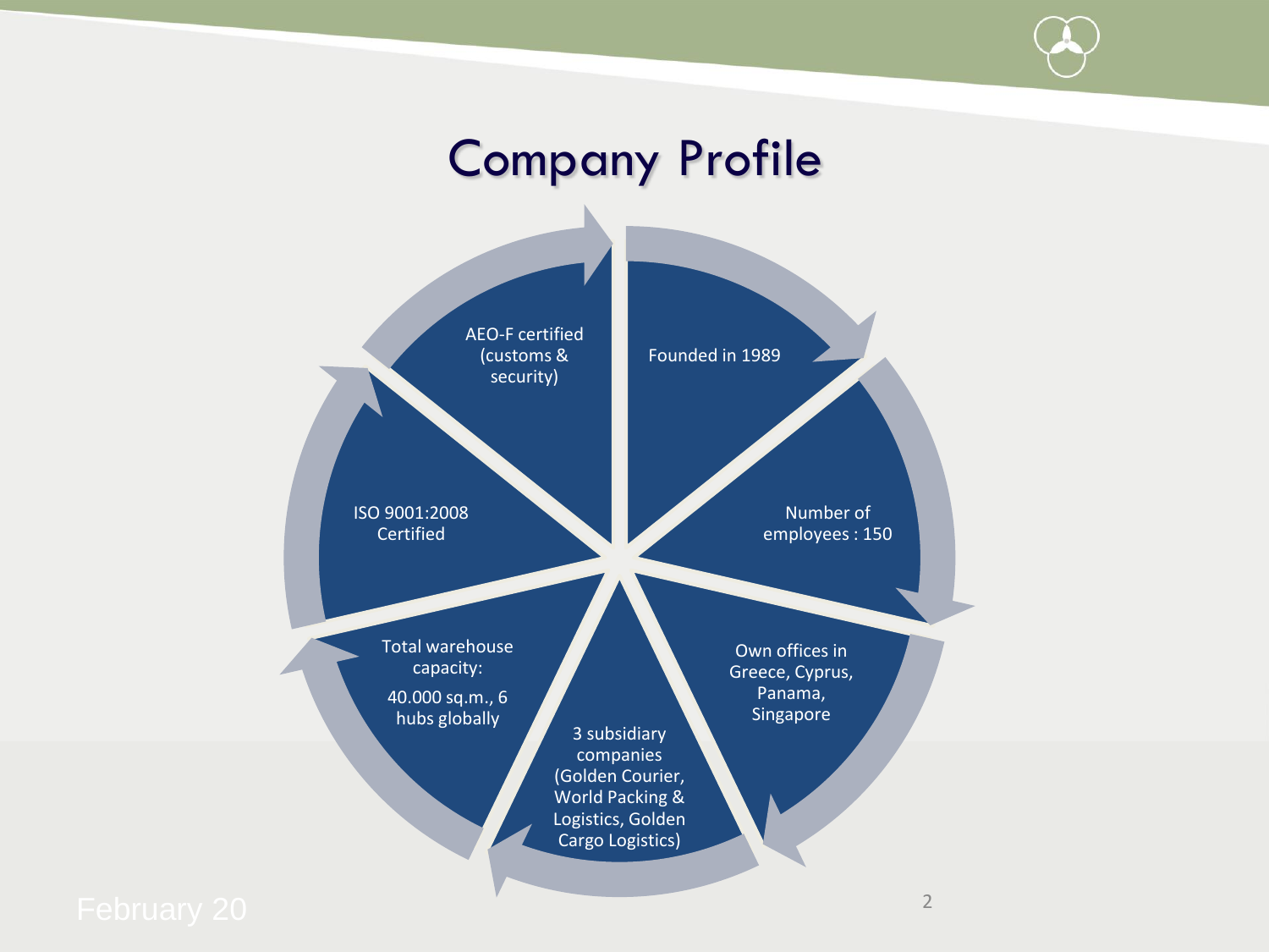# Company Profile

- Founded in 1989
- Number of employees : 150
- Own offices in Greece, Cyprus, Panama, Singapore
- 3 subsidiary companies (Golden Courier, World Packing & Logistics, Golden Cargo Logistics)
- Total warehouse capacity: 40.000 sq.m., 6 hubs globally
- ISO 9001:2008 Certified
- AEO-F certified (customs & security)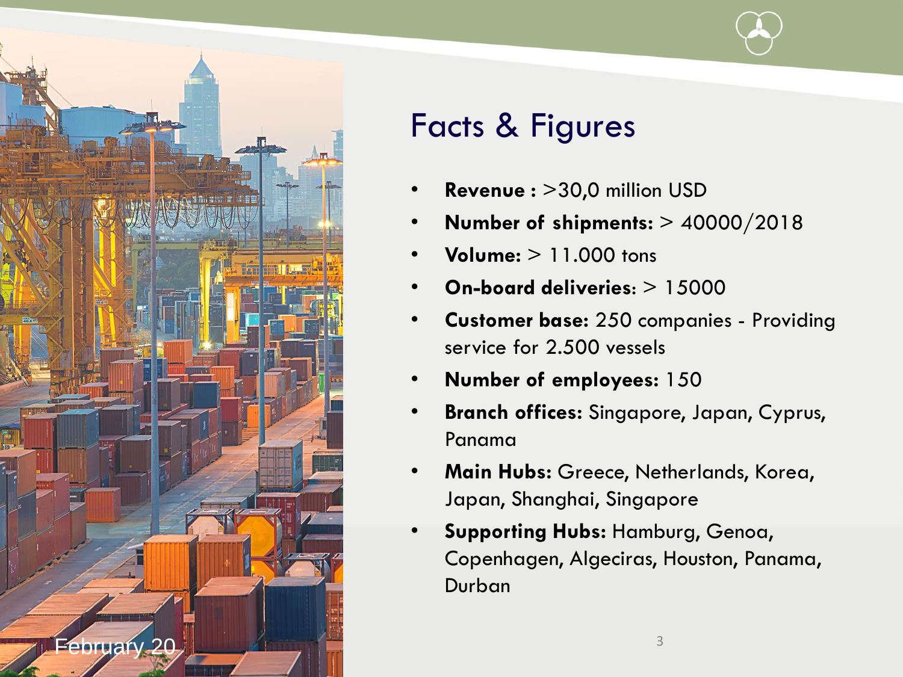# Facts & Figures

- **Revenue :** >30,0 million USD
- **Number of shipments:** > 40000/2018
- **Volume:** > 11.000 tons
- **On-board deliveries:** > 15000
- **Customer base:** 250 companies - Providing service for 2.500 vessels
- **Number of employees:** 150
- **Branch offices:** Singapore, Japan, Cyprus, Panama
- **Main Hubs:** Greece, Netherlands, Korea, Japan, Shanghai, Singapore
- **Supporting Hubs:** Hamburg, Genoa, Copenhagen, Algeciras, Houston, Panama, Durban

February 20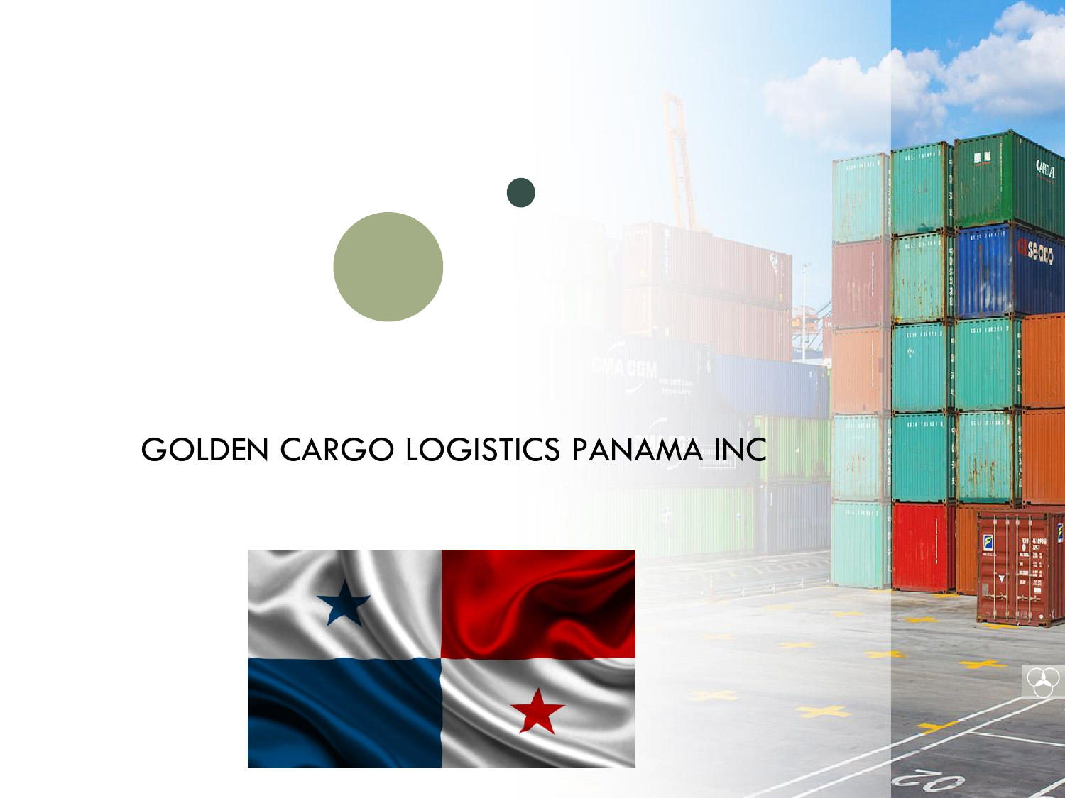# GOLDEN CARGO LOGISTICS PANAMA INC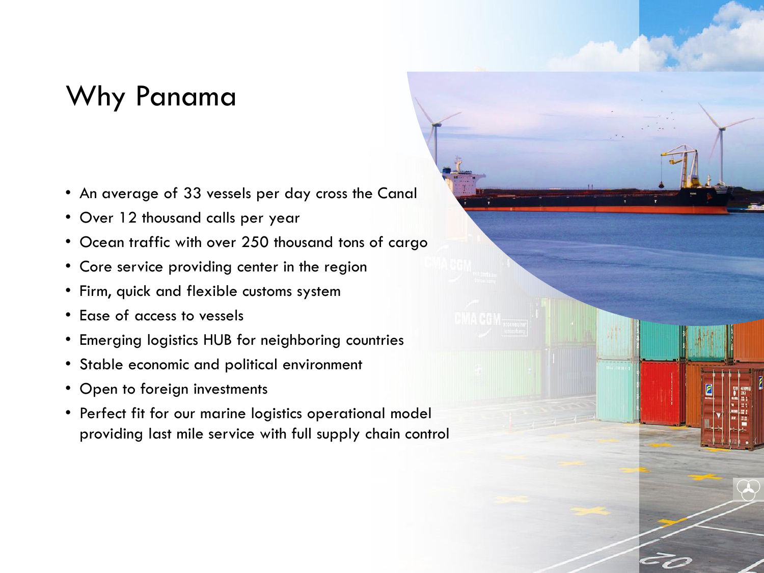# Why Panama

- An average of 33 vessels per day cross the Canal
- Over 12 thousand calls per year
- Ocean traffic with over 250 thousand tons of cargo
- Core service providing center in the region
- Firm, quick and flexible customs system
- Ease of access to vessels
- Emerging logistics HUB for neighboring countries
- Stable economic and political environment
- Open to foreign investments
- Perfect fit for our marine logistics operational model providing last mile service with full supply chain control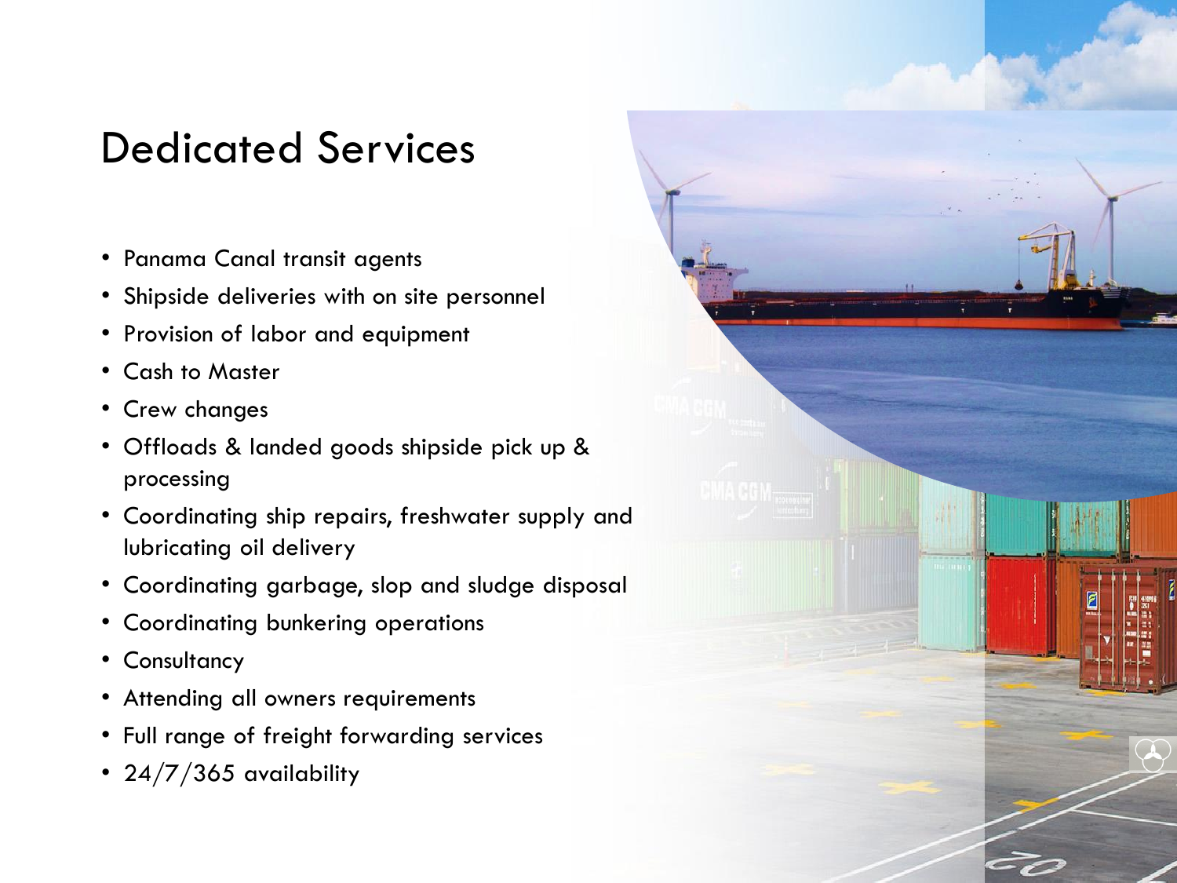# Dedicated Services

- Panama Canal transit agents
- Shipside deliveries with on site personnel
- Provision of labor and equipment
- Cash to Master
- Crew changes
- Offloads & landed goods shipside pick up & processing
- Coordinating ship repairs, freshwater supply and lubricating oil delivery
- Coordinating garbage, slop and sludge disposal
- Coordinating bunkering operations
- Consultancy
- Attending all owners requirements
- Full range of freight forwarding services
- 24/7/365 availability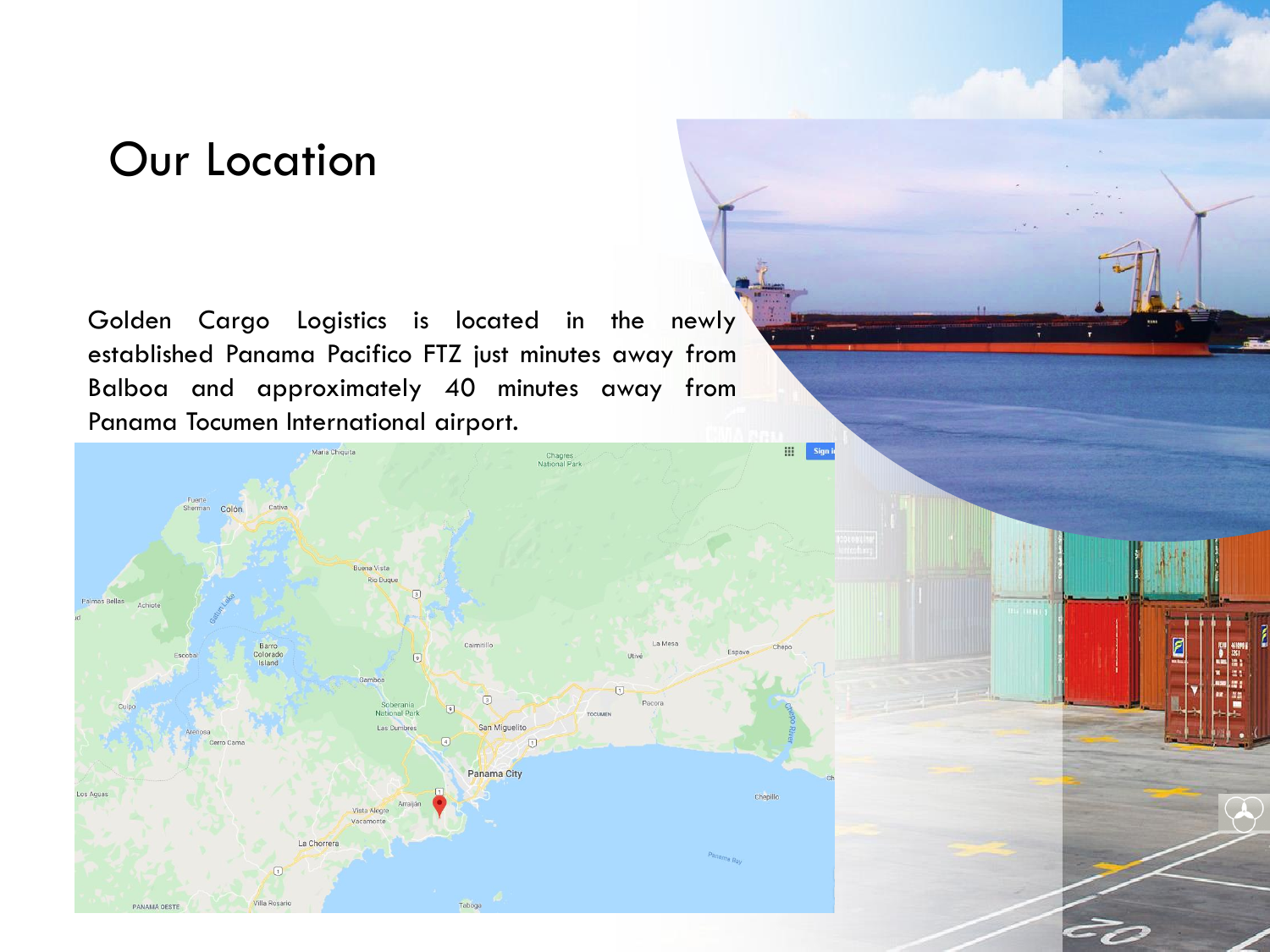# Our Location

Golden Cargo Logistics is located in the newly established Panama Pacifico FTZ just minutes away from Balboa and approximately 40 minutes away from Panama Tocumen International airport.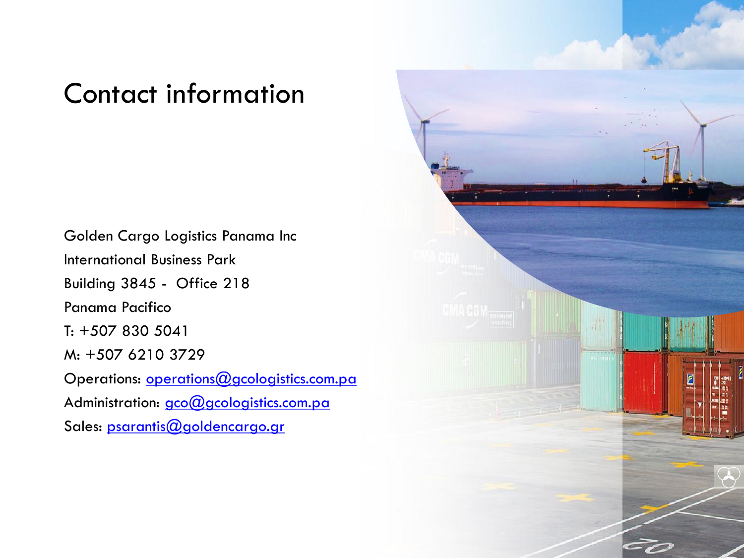# Contact information

Golden Cargo Logistics Panama Inc

International Business Park

Building 3845 - Office 218

Panama Pacifico

T: +507 830 5041

M: +507 6210 3729

Operations: operations@gcologistics.com.pa

Administration: gco@gcologistics.com.pa

Sales: psarantis@goldencargo.gr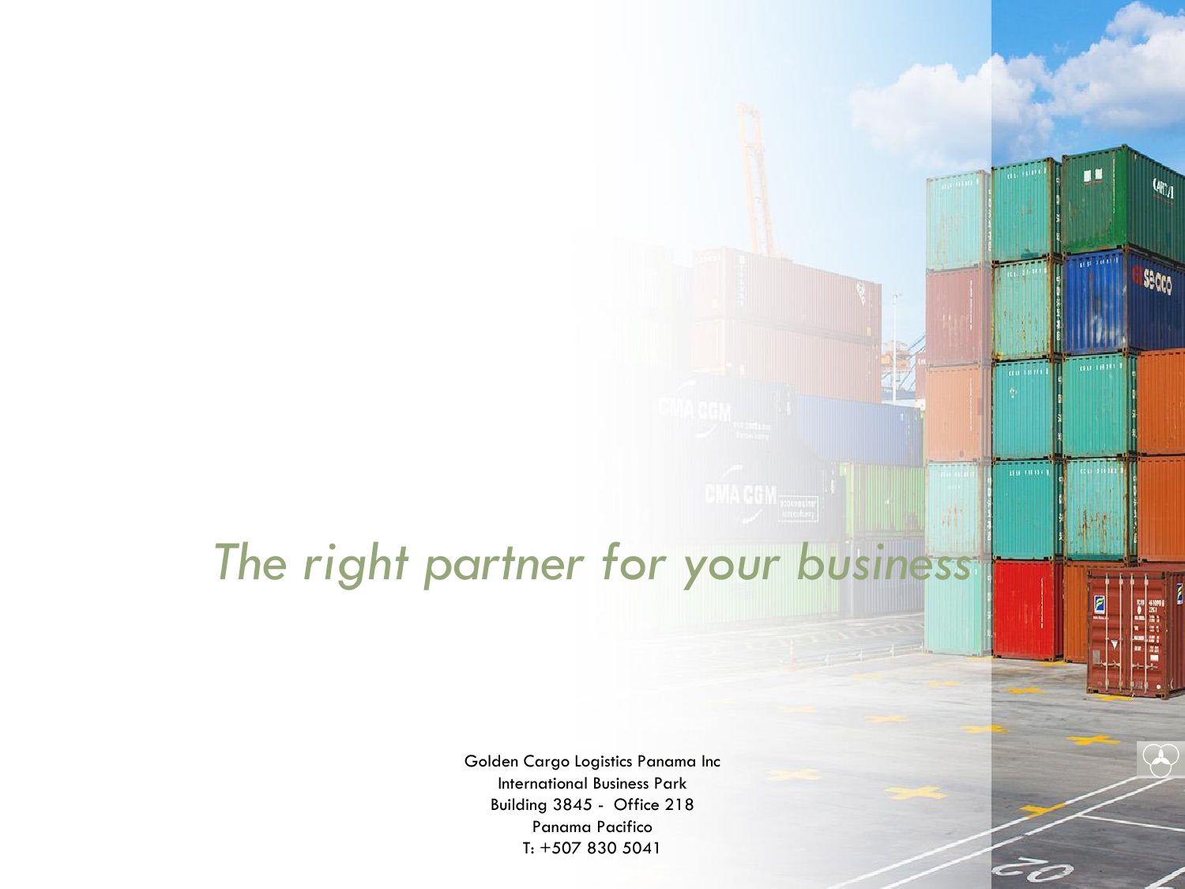*The right partner for your business*

Golden Cargo Logistics Panama Inc
International Business Park
Building 3845 - Office 218
Panama Pacifico
T: +507 830 5041